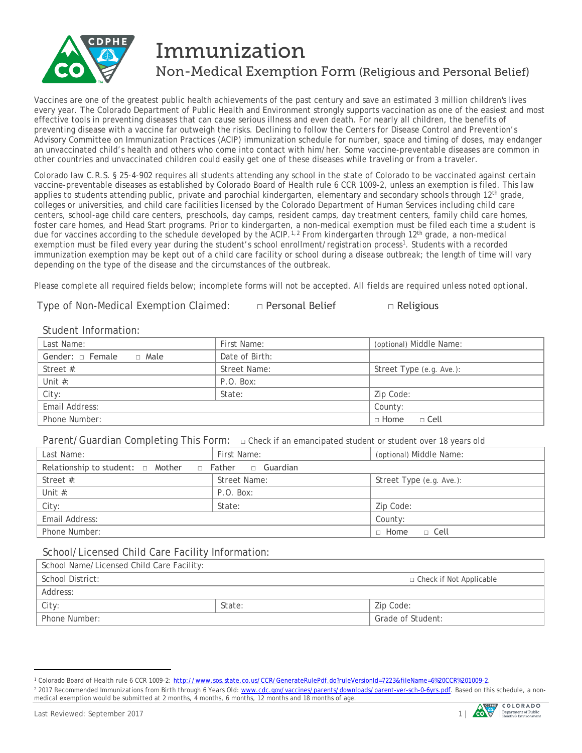# Immunization

## Non-Medical Exemption Form (Religious and Personal Belief)

Vaccines are one of the greatest public health achievements of the past century and save an estimated 3 million children's lives every year. The Colorado Department of Public Health and Environment strongly supports vaccination as one of the easiest and most effective tools in preventing diseases that can cause serious illness and even death. For nearly all children, the benefits of preventing disease with a vaccine far outweigh the risks. Declining to follow the Centers for Disease Control and Prevention's Advisory Committee on Immunization Practices (ACIP) immunization schedule for number, space and timing of doses, may endanger an unvaccinated child's health and others who come into contact with him/her. Some vaccine-preventable diseases are common in other countries and unvaccinated children could easily get one of these diseases while traveling or from a traveler.

Colorado law C.R.S. § 25-4-902 requires all students attending any school in the state of Colorado to be vaccinated against certain vaccine-preventable diseases as established by Colorado Board of Health rule 6 CCR 1009-2, unless an exemption is filed. This law applies to students attending public, private and parochial kindergarten, elementary and secondary schools through 12th grade, colleges or universities, and child care facilities licensed by the Colorado Department of Human Services including child care centers, school-age child care centers, preschools, day camps, resident camps, day treatment centers, family child care homes, foster care homes, and Head Start programs. Prior to kindergarten, a non-medical exemption must be filed each time a student is due for vaccines according to the schedule developed by the ACIP.[1,2] From kindergarten through 12th grade, a non-medical exemption must be filed every year during the student's school enrollment/registration process[1]. Students with a recorded immunization exemption may be kept out of a child care facility or school during a disease outbreak; the length of time will vary depending on the type of the disease and the circumstances of the outbreak.

Please complete all required fields below; incomplete forms will not be accepted. All fields are required unless noted optional.

Type of Non-Medical Exemption Claimed: □ Personal Belief □ Religious

### Student Information:

| Last Name: | First Name: | (optional) Middle Name: |
|---|---|---|
| Gender: □ Female □ Male | Date of Birth: | |
| Street #: | Street Name: | Street Type (e.g. Ave.): |
| Unit #: | P.O. Box: | |
| City: | State: | Zip Code: |
| Email Address: | | County: |
| Phone Number: | | □ Home □ Cell |

### Parent/Guardian Completing This Form: □ Check if an emancipated student or student over 18 years old

| Last Name: | First Name: | (optional) Middle Name: |
|---|---|---|
| Relationship to student: □ Mother □ Father □ Guardian | | |
| Street #: | Street Name: | Street Type (e.g. Ave.): |
| Unit #: | P.O. Box: | |
| City: | State: | Zip Code: |
| Email Address: | | County: |
| Phone Number: | | □ Home □ Cell |

### School/Licensed Child Care Facility Information:

| School Name/Licensed Child Care Facility: | | |
|---|---|---|
| School District: | | □ Check if Not Applicable |
| Address: | | |
| City: | State: | Zip Code: |
| Phone Number: | | Grade of Student: |

---

[1] Colorado Board of Health rule 6 CCR 1009-2: http://www.sos.state.co.us/CCR/GenerateRulePdf.do?ruleVersionId=7223&fileName=6%20CCR%201009-2.

[2] 2017 Recommended Immunizations from Birth through 6 Years Old: www.cdc.gov/vaccines/parents/downloads/parent-ver-sch-0-6yrs.pdf. Based on this schedule, a non-medical exemption would be submitted at 2 months, 4 months, 6 months, 12 months and 18 months of age.

Last Reviewed: September 2017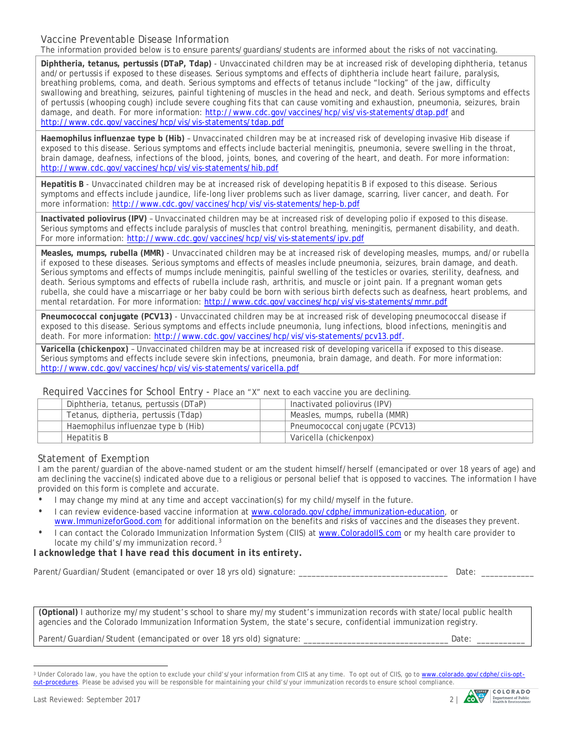## Vaccine Preventable Disease Information

The information provided below is to ensure parents/guardians/students are informed about the risks of not vaccinating.

**Diphtheria, tetanus, pertussis (DTaP, Tdap)** - Unvaccinated children may be at increased risk of developing diphtheria, tetanus and/or pertussis if exposed to these diseases. Serious symptoms and effects of diphtheria include heart failure, paralysis, breathing problems, coma, and death. Serious symptoms and effects of tetanus include "locking" of the jaw, difficulty swallowing and breathing, seizures, painful tightening of muscles in the head and neck, and death. Serious symptoms and effects of pertussis (whooping cough) include severe coughing fits that can cause vomiting and exhaustion, pneumonia, seizures, brain damage, and death. For more information: http://www.cdc.gov/vaccines/hcp/vis/vis-statements/dtap.pdf and http://www.cdc.gov/vaccines/hcp/vis/vis-statements/tdap.pdf

**Haemophilus influenzae type b (Hib)** – Unvaccinated children may be at increased risk of developing invasive Hib disease if exposed to this disease. Serious symptoms and effects include bacterial meningitis, pneumonia, severe swelling in the throat, brain damage, deafness, infections of the blood, joints, bones, and covering of the heart, and death. For more information: http://www.cdc.gov/vaccines/hcp/vis/vis-statements/hib.pdf

**Hepatitis B** - Unvaccinated children may be at increased risk of developing hepatitis B if exposed to this disease. Serious symptoms and effects include jaundice, life-long liver problems such as liver damage, scarring, liver cancer, and death. For more information: http://www.cdc.gov/vaccines/hcp/vis/vis-statements/hep-b.pdf

**Inactivated poliovirus (IPV)** – Unvaccinated children may be at increased risk of developing polio if exposed to this disease. Serious symptoms and effects include paralysis of muscles that control breathing, meningitis, permanent disability, and death. For more information: http://www.cdc.gov/vaccines/hcp/vis/vis-statements/ipv.pdf

**Measles, mumps, rubella (MMR)** - Unvaccinated children may be at increased risk of developing measles, mumps, and/or rubella if exposed to these diseases. Serious symptoms and effects of measles include pneumonia, seizures, brain damage, and death. Serious symptoms and effects of mumps include meningitis, painful swelling of the testicles or ovaries, sterility, deafness, and death. Serious symptoms and effects of rubella include rash, arthritis, and muscle or joint pain. If a pregnant woman gets rubella, she could have a miscarriage or her baby could be born with serious birth defects such as deafness, heart problems, and mental retardation. For more information: http://www.cdc.gov/vaccines/hcp/vis/vis-statements/mmr.pdf

**Pneumococcal conjugate (PCV13)** - Unvaccinated children may be at increased risk of developing pneumococcal disease if exposed to this disease. Serious symptoms and effects include pneumonia, lung infections, blood infections, meningitis and death. For more information: http://www.cdc.gov/vaccines/hcp/vis/vis-statements/pcv13.pdf.

**Varicella (chickenpox)** – Unvaccinated children may be at increased risk of developing varicella if exposed to this disease. Serious symptoms and effects include severe skin infections, pneumonia, brain damage, and death. For more information: http://www.cdc.gov/vaccines/hcp/vis/vis-statements/varicella.pdf

## Required Vaccines for School Entry - Place an "X" next to each vaccine you are declining.

| | | | |
|---|---|---|---|
| | Diphtheria, tetanus, pertussis (DTaP) | | Inactivated poliovirus (IPV) |
| | Tetanus, diptheria, pertussis (Tdap) | | Measles, mumps, rubella (MMR) |
| | Haemophilus influenzae type b (Hib) | | Pneumococcal conjugate (PCV13) |
| | Hepatitis B | | Varicella (chickenpox) |

## Statement of Exemption

I am the parent/guardian of the above-named student or am the student himself/herself (emancipated or over 18 years of age) and am declining the vaccine(s) indicated above due to a religious or personal belief that is opposed to vaccines. The information I have provided on this form is complete and accurate.

- I may change my mind at any time and accept vaccination(s) for my child/myself in the future.
- I can review evidence-based vaccine information at www.colorado.gov/cdphe/immunization-education, or www.ImmunizeforGood.com for additional information on the benefits and risks of vaccines and the diseases they prevent.
- I can contact the Colorado Immunization Information System (CIIS) at www.ColoradoIIS.com or my health care provider to locate my child's/my immunization record.[3]

***I acknowledge that I have read this document in its entirety.***

Parent/Guardian/Student (emancipated or over 18 yrs old) signature: _________________________________ Date: ___________

**(Optional)** I authorize my/my student's school to share my/my student's immunization records with state/local public health agencies and the Colorado Immunization Information System, the state's secure, confidential immunization registry.

Parent/Guardian/Student (emancipated or over 18 yrs old) signature: ________________________________ Date: __________

[3] Under Colorado law, you have the option to exclude your child's/your information from CIIS at any time. To opt out of CIIS, go to www.colorado.gov/cdphe/ciis-opt-out-procedures. Please be advised you will be responsible for maintaining your child's/your immunization records to ensure school compliance.

Last Reviewed: September 2017